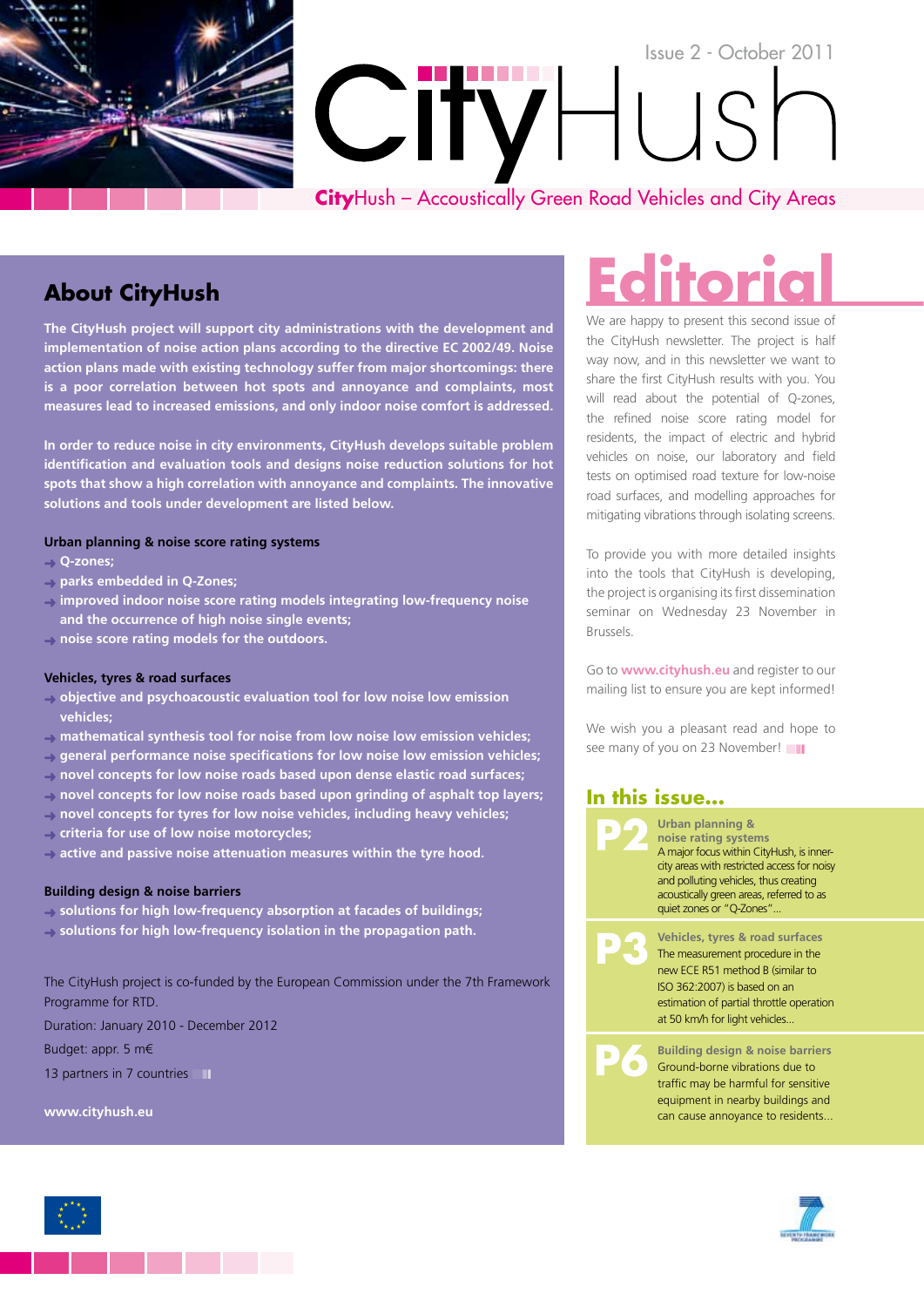Issue 2 - October 2011

# CityHush

**City**Hush – Accoustically Green Road Vehicles and City Areas

## About CityHush

**The CityHush project will support city administrations with the development and implementation of noise action plans according to the directive EC 2002/49. Noise action plans made with existing technology suffer from major shortcomings: there is a poor correlation between hot spots and annoyance and complaints, most measures lead to increased emissions, and only indoor noise comfort is addressed.**

**In order to reduce noise in city environments, CityHush develops suitable problem identification and evaluation tools and designs noise reduction solutions for hot spots that show a high correlation with annoyance and complaints. The innovative solutions and tools under development are listed below.**

**Urban planning & noise score rating systems**

- Q-zones;
- parks embedded in Q-Zones;
- improved indoor noise score rating models integrating low-frequency noise and the occurrence of high noise single events;
- noise score rating models for the outdoors.

**Vehicles, tyres & road surfaces**

- objective and psychoacoustic evaluation tool for low noise low emission vehicles;
- mathematical synthesis tool for noise from low noise low emission vehicles;
- general performance noise specifications for low noise low emission vehicles;
- novel concepts for low noise roads based upon dense elastic road surfaces;
- novel concepts for low noise roads based upon grinding of asphalt top layers;
- novel concepts for tyres for low noise vehicles, including heavy vehicles;
- criteria for use of low noise motorcycles;
- active and passive noise attenuation measures within the tyre hood.

**Building design & noise barriers**

- solutions for high low-frequency absorption at facades of buildings;
- solutions for high low-frequency isolation in the propagation path.

The CityHush project is co-funded by the European Commission under the 7th Framework Programme for RTD.

Duration: January 2010 - December 2012

Budget: appr. 5 m€

13 partners in 7 countries

**www.cityhush.eu**

# Editorial

We are happy to present this second issue of the CityHush newsletter. The project is half way now, and in this newsletter we want to share the first CityHush results with you. You will read about the potential of Q-zones, the refined noise score rating model for residents, the impact of electric and hybrid vehicles on noise, our laboratory and field tests on optimised road texture for low-noise road surfaces, and modelling approaches for mitigating vibrations through isolating screens.

To provide you with more detailed insights into the tools that CityHush is developing, the project is organising its first dissemination seminar on Wednesday 23 November in Brussels.

Go to **www.cityhush.eu** and register to our mailing list to ensure you are kept informed!

We wish you a pleasant read and hope to see many of you on 23 November!

## In this issue...

**P2** — **Urban planning & noise rating systems**
A major focus within CityHush, is inner-city areas with restricted access for noisy and polluting vehicles, thus creating acoustically green areas, referred to as quiet zones or "Q-Zones"...

**P3** — **Vehicles, tyres & road surfaces**
The measurement procedure in the new ECE R51 method B (similar to ISO 362:2007) is based on an estimation of partial throttle operation at 50 km/h for light vehicles...

**P6** — **Building design & noise barriers**
Ground-borne vibrations due to traffic may be harmful for sensitive equipment in nearby buildings and can cause annoyance to residents...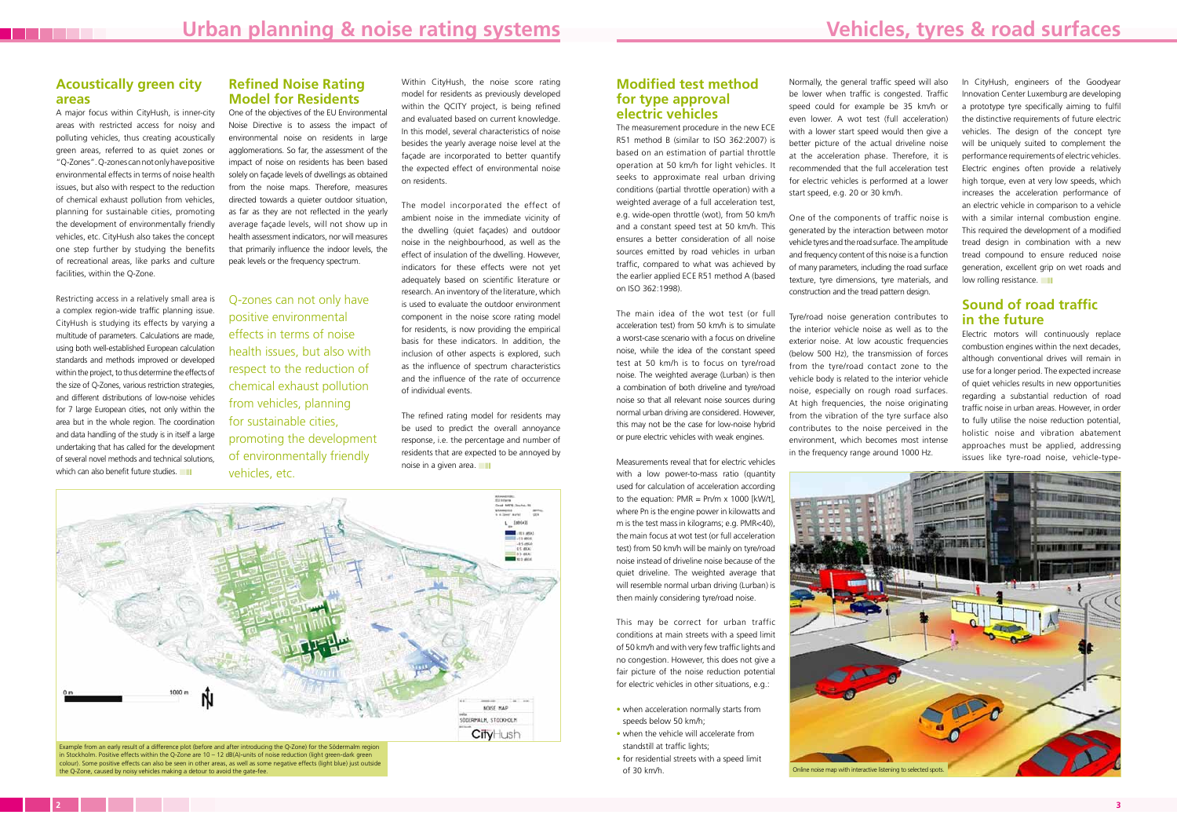# Urban planning & noise rating systems

## Acoustically green city areas

A major focus within CityHush, is inner-city areas with restricted access for noisy and polluting vehicles, thus creating acoustically green areas, referred to as quiet zones or "Q-Zones". Q-zones can not only have positive environmental effects in terms of noise health issues, but also with respect to the reduction of chemical exhaust pollution from vehicles, planning for sustainable cities, promoting the development of environmentally friendly vehicles, etc. CityHush also takes the concept one step further by studying the benefits of recreational areas, like parks and culture facilities, within the Q-Zone.

Restricting access in a relatively small area is a complex region-wide traffic planning issue. CityHush is studying its effects by varying a multitude of parameters. Calculations are made, using both well-established European calculation standards and methods improved or developed within the project, to thus determine the effects of the size of Q-Zones, various restriction strategies, and different distributions of low-noise vehicles for 7 large European cities, not only within the area but in the whole region. The coordination and data handling of the study is in itself a large undertaking that has called for the development of several novel methods and technical solutions, which can also benefit future studies.

## Refined Noise Rating Model for Residents

One of the objectives of the EU Environmental Noise Directive is to assess the impact of environmental noise on residents in large agglomerations. So far, the assessment of the impact of noise on residents has been based solely on façade levels of dwellings as obtained from the noise maps. Therefore, measures directed towards a quieter outdoor situation, as far as they are not reflected in the yearly average façade levels, will not show up in health assessment indicators, nor will measures that primarily influence the indoor levels, the peak levels or the frequency spectrum.

> Q-zones can not only have positive environmental effects in terms of noise health issues, but also with respect to the reduction of chemical exhaust pollution from vehicles, planning for sustainable cities, promoting the development of environmentally friendly vehicles, etc.

Within CityHush, the noise score rating model for residents as previously developed within the QCITY project, is being refined and evaluated based on current knowledge. In this model, several characteristics of noise besides the yearly average noise level at the façade are incorporated to better quantify the expected effect of environmental noise on residents.

The model incorporated the effect of ambient noise in the immediate vicinity of the dwelling (quiet façades) and outdoor noise in the neighbourhood, as well as the effect of insulation of the dwelling. However, indicators for these effects were not yet adequately based on scientific literature or research. An inventory of the literature, which is used to evaluate the outdoor environment component in the noise score rating model for residents, is now providing the empirical basis for these indicators. In addition, the inclusion of other aspects is explored, such as the influence of spectrum characteristics and the influence of the rate of occurrence of individual events.

The refined rating model for residents may be used to predict the overall annoyance response, i.e. the percentage and number of residents that are expected to be annoyed by noise in a given area.

Example from an early result of a difference plot (before and after introducing the Q-Zone) for the Södermalm region in Stockholm. Positive effects within the Q-Zone are 10 – 12 dB(A)-units of noise reduction (light green-dark green colour). Some positive effects can also be seen in other areas, as well as some negative effects (light blue) just outside the Q-Zone, caused by noisy vehicles making a detour to avoid the gate-fee.

# Vehicles, tyres & road surfaces

## Modified test method for type approval electric vehicles

The measurement procedure in the new ECE R51 method B (similar to ISO 362:2007) is based on an estimation of partial throttle operation at 50 km/h for light vehicles. It seeks to approximate real urban driving conditions (partial throttle operation) with a weighted average of a full acceleration test, e.g. wide-open throttle (wot), from 50 km/h and a constant speed test at 50 km/h. This ensures a better consideration of all noise sources emitted by road vehicles in urban traffic, compared to what was achieved by the earlier applied ECE R51 method A (based on ISO 362:1998).

The main idea of the wot test (or full acceleration test) from 50 km/h is to simulate a worst-case scenario with a focus on driveline noise, while the idea of the constant speed test at 50 km/h is to focus on tyre/road noise. The weighted average (Lurban) is then a combination of both driveline and tyre/road noise so that all relevant noise sources during normal urban driving are considered. However, this may not be the case for low-noise hybrid or pure electric vehicles with weak engines.

Measurements reveal that for electric vehicles with a low power-to-mass ratio (quantity used for calculation of acceleration according to the equation: $PMR = Pn/m \times 1000$ [kW/t], where Pn is the engine power in kilowatts and m is the test mass in kilograms; e.g. PMR<40), the main focus at wot test (or full acceleration test) from 50 km/h will be mainly on tyre/road noise instead of driveline noise because of the quiet driveline. The weighted average that will resemble normal urban driving (Lurban) is then mainly considering tyre/road noise.

This may be correct for urban traffic conditions at main streets with a speed limit of 50 km/h and with very few traffic lights and no congestion. However, this does not give a fair picture of the noise reduction potential for electric vehicles in other situations, e.g.:

- when acceleration normally starts from speeds below 50 km/h;
- when the vehicle will accelerate from standstill at traffic lights;
- for residential streets with a speed limit of 30 km/h.

Normally, the general traffic speed will also be lower when traffic is congested. Traffic speed could for example be 35 km/h or even lower. A wot test (full acceleration) with a lower start speed would then give a better picture of the actual driveline noise at the acceleration phase. Therefore, it is recommended that the full acceleration test for electric vehicles is performed at a lower start speed, e.g. 20 or 30 km/h.

One of the components of traffic noise is generated by the interaction between motor vehicle tyres and the road surface. The amplitude and frequency content of this noise is a function of many parameters, including the road surface texture, tyre dimensions, tyre materials, and construction and the tread pattern design.

Tyre/road noise generation contributes to the interior vehicle noise as well as to the exterior noise. At low acoustic frequencies (below 500 Hz), the transmission of forces from the tyre/road contact zone to the vehicle body is related to the interior vehicle noise, especially on rough road surfaces. At high frequencies, the noise originating from the vibration of the tyre surface also contributes to the noise perceived in the environment, which becomes most intense in the frequency range around 1000 Hz.

In CityHush, engineers of the Goodyear Innovation Center Luxemburg are developing a prototype tyre specifically aiming to fulfil the distinctive requirements of future electric vehicles. The design of the concept tyre will be uniquely suited to complement the performance requirements of electric vehicles. Electric engines often provide a relatively high torque, even at very low speeds, which increases the acceleration performance of an electric vehicle in comparison to a vehicle with a similar internal combustion engine. This required the development of a modified tread design in combination with a new tread compound to ensure reduced noise generation, excellent grip on wet roads and low rolling resistance.

## Sound of road traffic in the future

Electric motors will continuously replace combustion engines within the next decades, although conventional drives will remain in use for a longer period. The expected increase of quiet vehicles results in new opportunities regarding a substantial reduction of road traffic noise in urban areas. However, in order to fully utilise the noise reduction potential, holistic noise and vibration abatement approaches must be applied, addressing issues like tyre-road noise, vehicle-type-

Online noise map with interactive listening to selected spots.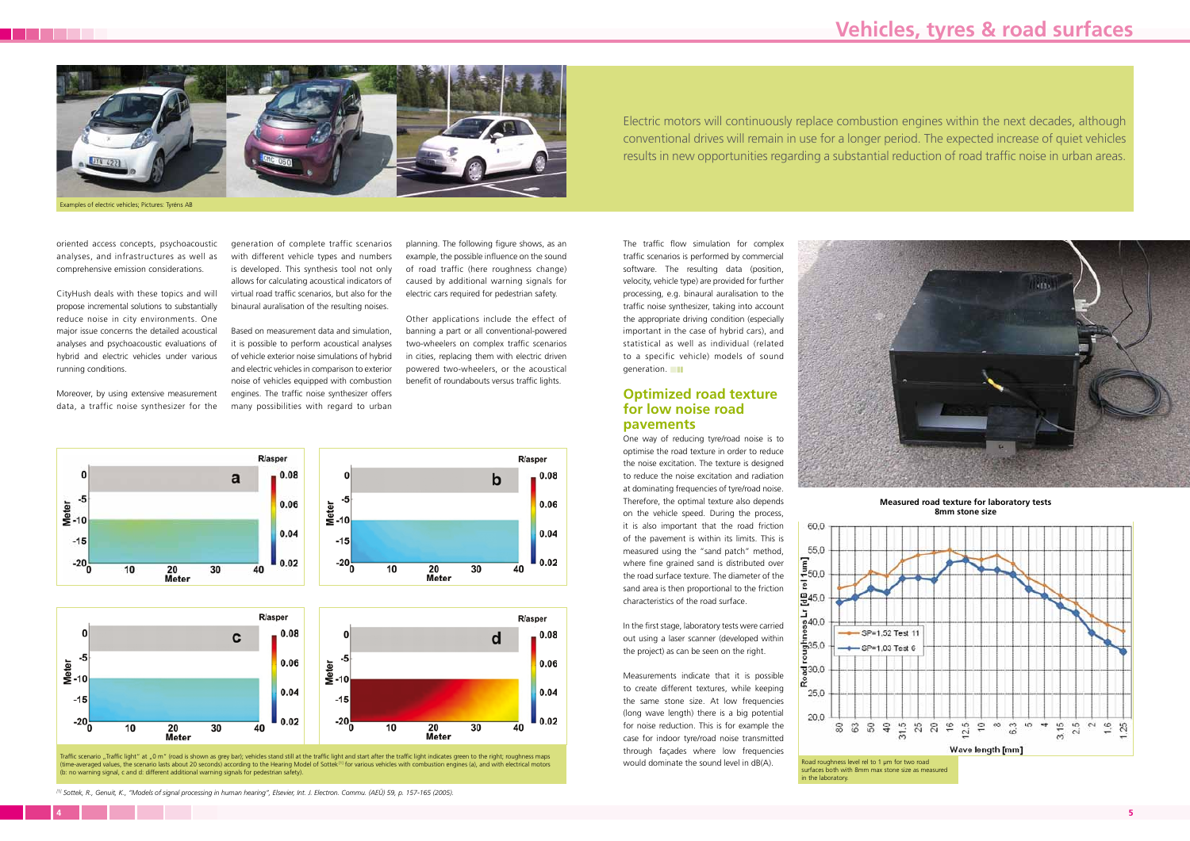# Vehicles, tyres & road surfaces

Examples of electric vehicles; Pictures: Tyréns AB

Electric motors will continuously replace combustion engines within the next decades, although conventional drives will remain in use for a longer period. The expected increase of quiet vehicles results in new opportunities regarding a substantial reduction of road traffic noise in urban areas.

oriented access concepts, psychoacoustic analyses, and infrastructures as well as comprehensive emission considerations.

CityHush deals with these topics and will propose incremental solutions to substantially reduce noise in city environments. One major issue concerns the detailed acoustical analyses and psychoacoustic evaluations of hybrid and electric vehicles under various running conditions.

Moreover, by using extensive measurement data, a traffic noise synthesizer for the generation of complete traffic scenarios with different vehicle types and numbers is developed. This synthesis tool not only allows for calculating acoustical indicators of virtual road traffic scenarios, but also for the binaural auralisation of the resulting noises.

Based on measurement data and simulation, it is possible to perform acoustical analyses of vehicle exterior noise simulations of hybrid and electric vehicles in comparison to exterior noise of vehicles equipped with combustion engines. The traffic noise synthesizer offers many possibilities with regard to urban planning. The following figure shows, as an example, the possible influence on the sound of road traffic (here roughness change) caused by additional warning signals for electric cars required for pedestrian safety.

Other applications include the effect of banning a part or all conventional-powered two-wheelers on complex traffic scenarios in cities, replacing them with electric driven powered two-wheelers, or the acoustical benefit of roundabouts versus traffic lights.

Traffic scenario „Traffic light" at „0 m" (road is shown as grey bar); vehicles stand still at the traffic light and start after the traffic light indicates green to the right; roughness maps (time-averaged values, the scenario lasts about 20 seconds) according to the Hearing Model of Sottek[1] for various vehicles with combustion engines (a); and with electrical motors (b: no warning signal, c and d: different additional warning signals for pedestrian safety).

[1] Sottek, R., Genuit, K., "Models of signal processing in human hearing", Elsevier, Int. J. Electron. Commu. (AEÜ) 59, p. 157-165 (2005).

The traffic flow simulation for complex traffic scenarios is performed by commercial software. The resulting data (position, velocity, vehicle type) are provided for further processing, e.g. binaural auralisation to the traffic noise synthesizer, taking into account the appropriate driving condition (especially important in the case of hybrid cars), and statistical as well as individual (related to a specific vehicle) models of sound generation.

## Optimized road texture for low noise road pavements

One way of reducing tyre/road noise is to optimise the road texture in order to reduce the noise excitation. The texture is designed to reduce the noise excitation and radiation at dominating frequencies of tyre/road noise. Therefore, the optimal texture also depends on the vehicle speed. During the process, it is also important that the road friction of the pavement is within its limits. This is measured using the "sand patch" method, where fine grained sand is distributed over the road surface texture. The diameter of the sand area is then proportional to the friction characteristics of the road surface.

In the first stage, laboratory tests were carried out using a laser scanner (developed within the project) as can be seen on the right.

Measurements indicate that it is possible to create different textures, while keeping the same stone size. At low frequencies (long wave length) there is a big potential for noise reduction. This is for example the case for indoor tyre/road noise transmitted through façades where low frequencies would dominate the sound level in dB(A).

**Measured road texture for laboratory tests 8mm stone size**

Road roughness level rel to 1 µm for two road surfaces both with 8mm max stone size as measured in the laboratory.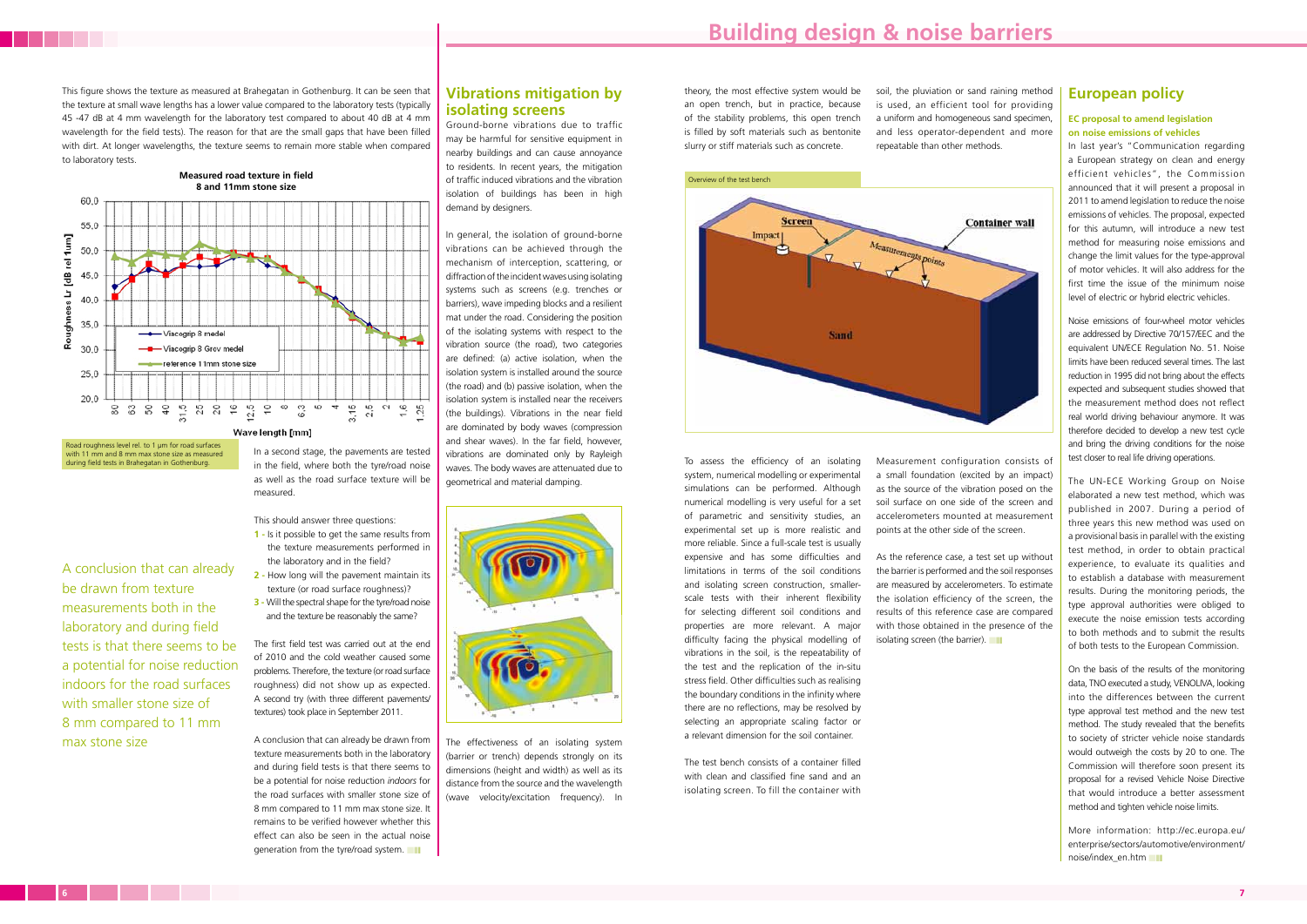This figure shows the texture as measured at Brahegatan in Gothenburg. It can be seen that the texture at small wave lengths has a lower value compared to the laboratory tests (typically 45 -47 dB at 4 mm wavelength for the laboratory test compared to about 40 dB at 4 mm wavelength for the field tests). The reason for that are the small gaps that have been filled with dirt. At longer wavelengths, the texture seems to remain more stable when compared to laboratory tests.

Road roughness level rel. to 1 µm for road surfaces with 11 mm and 8 mm max stone size as measured during field tests in Brahegatan in Gothenburg.

In a second stage, the pavements are tested in the field, where both the tyre/road noise as well as the road surface texture will be measured.

This should answer three questions:

1 - Is it possible to get the same results from the texture measurements performed in the laboratory and in the field?
2 - How long will the pavement maintain its texture (or road surface roughness)?
3 - Will the spectral shape for the tyre/road noise and the texture be reasonably the same?

The first field test was carried out at the end of 2010 and the cold weather caused some problems. Therefore, the texture (or road surface roughness) did not show up as expected. A second try (with three different pavements/textures) took place in September 2011.

A conclusion that can already be drawn from texture measurements both in the laboratory and during field tests is that there seems to be a potential for noise reduction *indoors* for the road surfaces with smaller stone size of 8 mm compared to 11 mm max stone size. It remains to be verified however whether this effect can also be seen in the actual noise generation from the tyre/road system.

> A conclusion that can already be drawn from texture measurements both in the laboratory and during field tests is that there seems to be a potential for noise reduction indoors for the road surfaces with smaller stone size of 8 mm compared to 11 mm max stone size

## Vibrations mitigation by isolating screens

Ground-borne vibrations due to traffic may be harmful for sensitive equipment in nearby buildings and can cause annoyance to residents. In recent years, the mitigation of traffic induced vibrations and the vibration isolation of buildings has been in high demand by designers.

In general, the isolation of ground-borne vibrations can be achieved through the mechanism of interception, scattering, or diffraction of the incident waves using isolating systems such as screens (e.g. trenches or barriers), wave impeding blocks and a resilient mat under the road. Considering the position of the isolating systems with respect to the vibration source (the road), two categories are defined: (a) active isolation, when the isolation system is installed around the source (the road) and (b) passive isolation, when the isolation system is installed near the receivers (the buildings). Vibrations in the near field are dominated by body waves (compression and shear waves). In the far field, however, vibrations are dominated only by Rayleigh waves. The body waves are attenuated due to geometrical and material damping.

The effectiveness of an isolating system (barrier or trench) depends strongly on its dimensions (height and width) as well as its distance from the source and the wavelength (wave velocity/excitation frequency). In theory, the most effective system would be an open trench, but in practice, because of the stability problems, this open trench is filled by soft materials such as bentonite slurry or stiff materials such as concrete.

Overview of the test bench

To assess the efficiency of an isolating system, numerical modelling or experimental simulations can be performed. Although numerical modelling is very useful for a set of parametric and sensitivity studies, an experimental set up is more realistic and more reliable. Since a full-scale test is usually expensive and has some difficulties and limitations in terms of the soil conditions and isolating screen construction, smaller-scale tests with their inherent flexibility for selecting different soil conditions and properties are more relevant. A major difficulty facing the physical modelling of vibrations in the soil, is the repeatability of the test and the replication of the in-situ stress field. Other difficulties such as realising the boundary conditions in the infinity where there are no reflections, may be resolved by selecting an appropriate scaling factor or a relevant dimension for the soil container.

The test bench consists of a container filled with clean and classified fine sand and an isolating screen. To fill the container with soil, the pluviation or sand raining method is used, an efficient tool for providing a uniform and homogeneous sand specimen, and less operator-dependent and more repeatable than other methods.

Measurement configuration consists of a small foundation (excited by an impact) as the source of the vibration posed on the soil surface on one side of the screen and accelerometers mounted at measurement points at the other side of the screen.

As the reference case, a test set up without the barrier is performed and the soil responses are measured by accelerometers. To estimate the isolation efficiency of the screen, the results of this reference case are compared with those obtained in the presence of the isolating screen (the barrier).

## European policy

### EC proposal to amend legislation on noise emissions of vehicles

In last year's "Communication regarding a European strategy on clean and energy efficient vehicles", the Commission announced that it will present a proposal in 2011 to amend legislation to reduce the noise emissions of vehicles. The proposal, expected for this autumn, will introduce a new test method for measuring noise emissions and change the limit values for the type-approval of motor vehicles. It will also address for the first time the issue of the minimum noise level of electric or hybrid electric vehicles.

Noise emissions of four-wheel motor vehicles are addressed by Directive 70/157/EEC and the equivalent UN/ECE Regulation No. 51. Noise limits have been reduced several times. The last reduction in 1995 did not bring about the effects expected and subsequent studies showed that the measurement method does not reflect real world driving behaviour anymore. It was therefore decided to develop a new test cycle and bring the driving conditions for the noise test closer to real life driving operations.

The UN-ECE Working Group on Noise elaborated a new test method, which was published in 2007. During a period of three years this new method was used on a provisional basis in parallel with the existing test method, in order to obtain practical experience, to evaluate its qualities and to establish a database with measurement results. During the monitoring periods, the type approval authorities were obliged to execute the noise emission tests according to both methods and to submit the results of both tests to the European Commission.

On the basis of the results of the monitoring data, TNO executed a study, VENOLIVA, looking into the differences between the current type approval test method and the new test method. The study revealed that the benefits to society of stricter vehicle noise standards would outweigh the costs by 20 to one. The Commission will therefore soon present its proposal for a revised Vehicle Noise Directive that would introduce a better assessment method and tighten vehicle noise limits.

More information: http://ec.europa.eu/enterprise/sectors/automotive/environment/noise/index_en.htm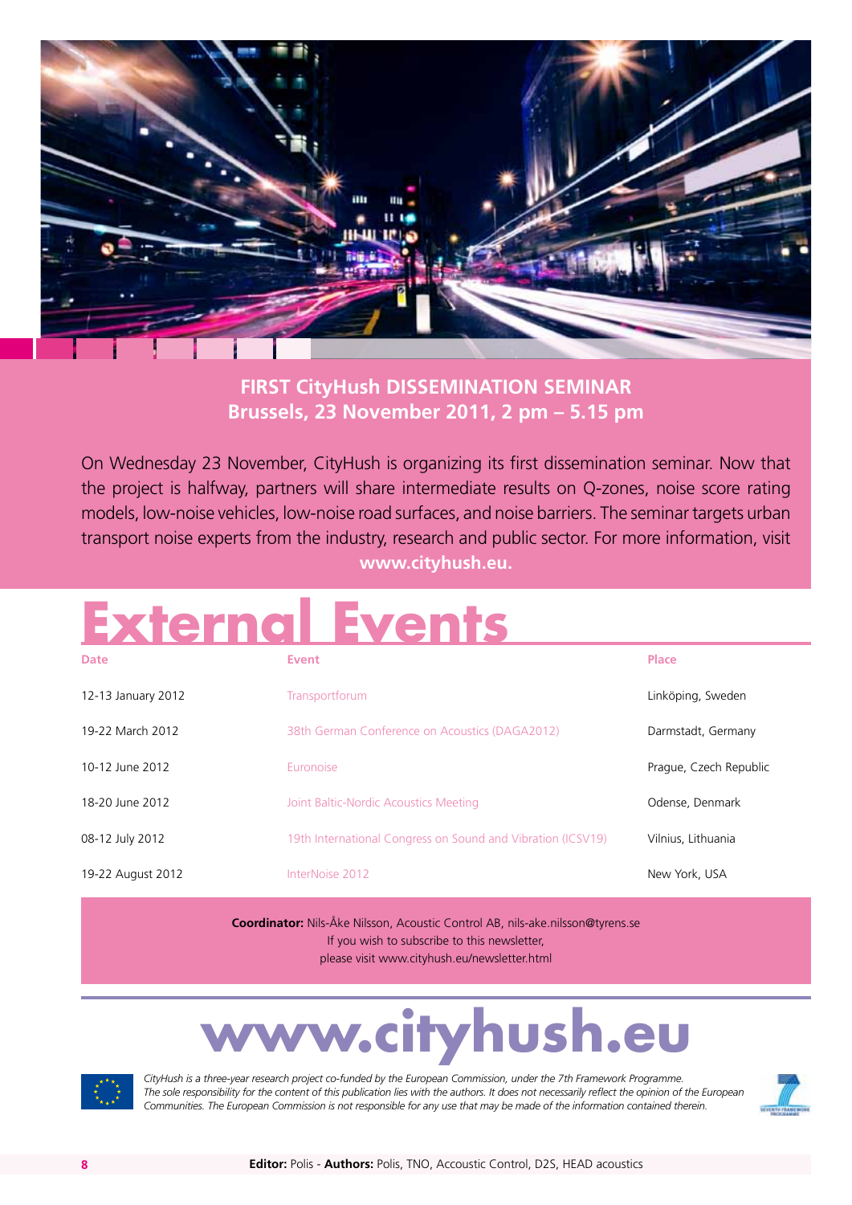## FIRST CityHush DISSEMINATION SEMINAR
## Brussels, 23 November 2011, 2 pm – 5.15 pm

On Wednesday 23 November, CityHush is organizing its first dissemination seminar. Now that the project is halfway, partners will share intermediate results on Q-zones, noise score rating models, low-noise vehicles, low-noise road surfaces, and noise barriers. The seminar targets urban transport noise experts from the industry, research and public sector. For more information, visit **www.cityhush.eu.**

# External Events

| Date | Event | Place |
| --- | --- | --- |
| 12-13 January 2012 | Transportforum | Linköping, Sweden |
| 19-22 March 2012 | 38th German Conference on Acoustics (DAGA2012) | Darmstadt, Germany |
| 10-12 June 2012 | Euronoise | Prague, Czech Republic |
| 18-20 June 2012 | Joint Baltic-Nordic Acoustics Meeting | Odense, Denmark |
| 08-12 July 2012 | 19th International Congress on Sound and Vibration (ICSV19) | Vilnius, Lithuania |
| 19-22 August 2012 | InterNoise 2012 | New York, USA |

**Coordinator:** Nils-Åke Nilsson, Acoustic Control AB, nils-ake.nilsson@tyrens.se
If you wish to subscribe to this newsletter,
please visit www.cityhush.eu/newsletter.html

# www.cityhush.eu

*CityHush is a three-year research project co-funded by the European Commission, under the 7th Framework Programme. The sole responsibility for the content of this publication lies with the authors. It does not necessarily reflect the opinion of the European Communities. The European Commission is not responsible for any use that may be made of the information contained therein.*

**Editor:** Polis - **Authors:** Polis, TNO, Accoustic Control, D2S, HEAD acoustics